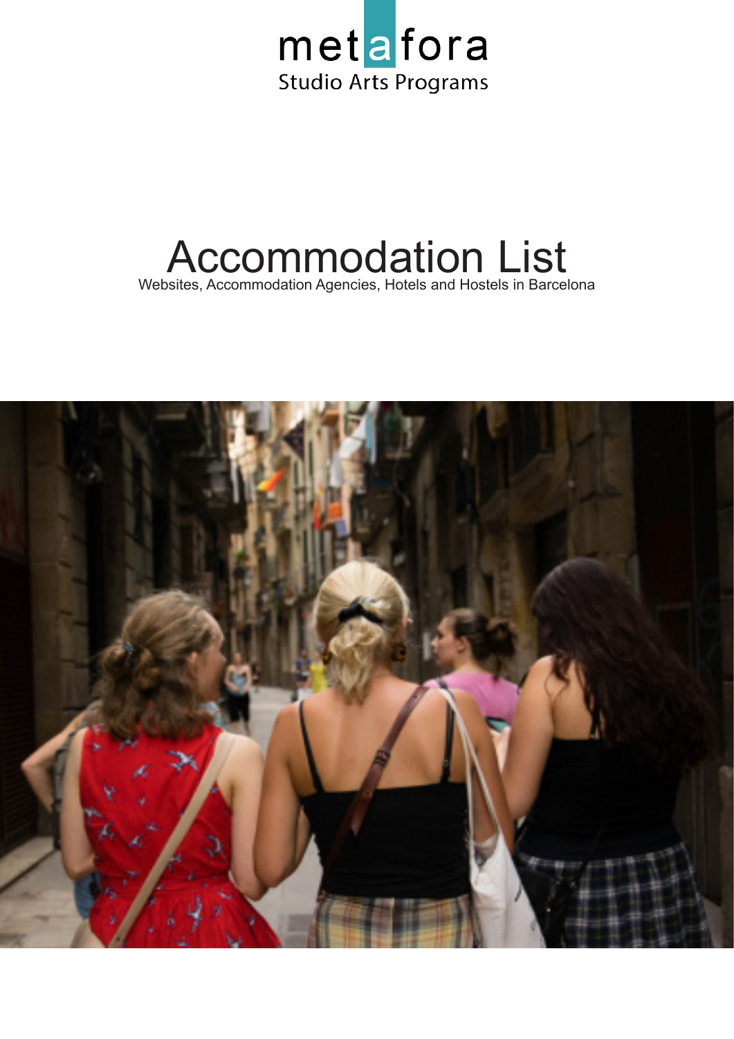metafora
Studio Arts Programs

# Accommodation List

Websites, Accommodation Agencies, Hotels and Hostels in Barcelona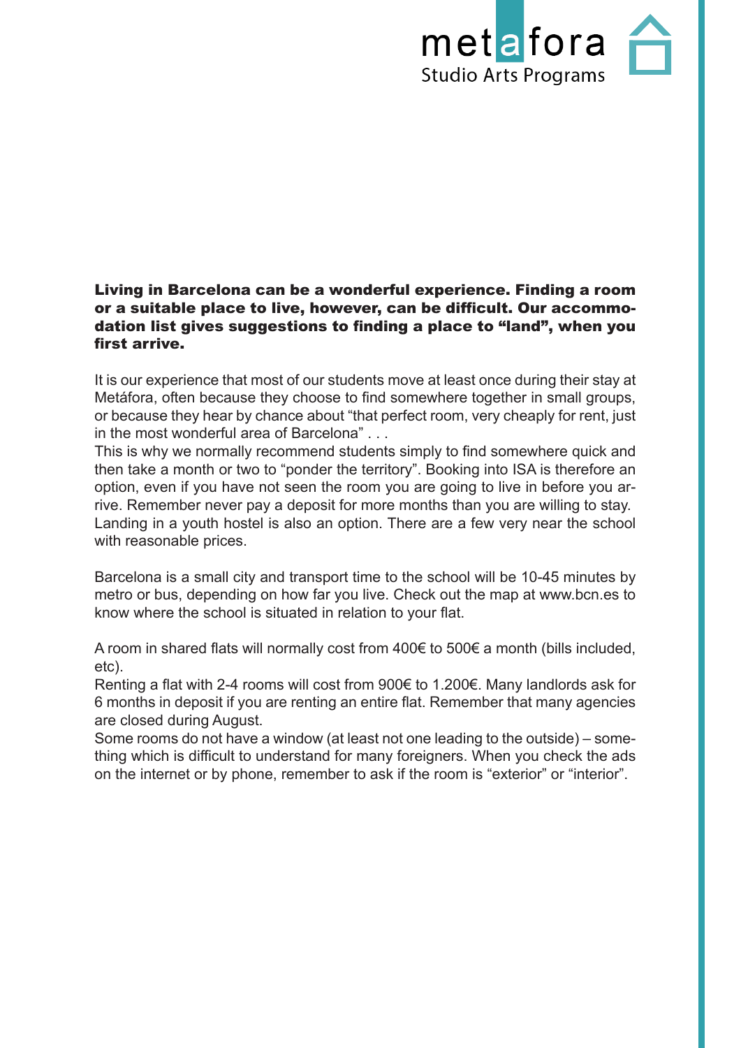**Living in Barcelona can be a wonderful experience. Finding a room or a suitable place to live, however, can be difficult. Our accommodation list gives suggestions to finding a place to "land", when you first arrive.**

It is our experience that most of our students move at least once during their stay at Metáfora, often because they choose to find somewhere together in small groups, or because they hear by chance about "that perfect room, very cheaply for rent, just in the most wonderful area of Barcelona" . . .
This is why we normally recommend students simply to find somewhere quick and then take a month or two to "ponder the territory". Booking into ISA is therefore an option, even if you have not seen the room you are going to live in before you arrive. Remember never pay a deposit for more months than you are willing to stay.
Landing in a youth hostel is also an option. There are a few very near the school with reasonable prices.

Barcelona is a small city and transport time to the school will be 10-45 minutes by metro or bus, depending on how far you live. Check out the map at www.bcn.es to know where the school is situated in relation to your flat.

A room in shared flats will normally cost from 400€ to 500€ a month (bills included, etc).
Renting a flat with 2-4 rooms will cost from 900€ to 1.200€. Many landlords ask for 6 months in deposit if you are renting an entire flat. Remember that many agencies are closed during August.
Some rooms do not have a window (at least not one leading to the outside) – something which is difficult to understand for many foreigners. When you check the ads on the internet or by phone, remember to ask if the room is "exterior" or "interior".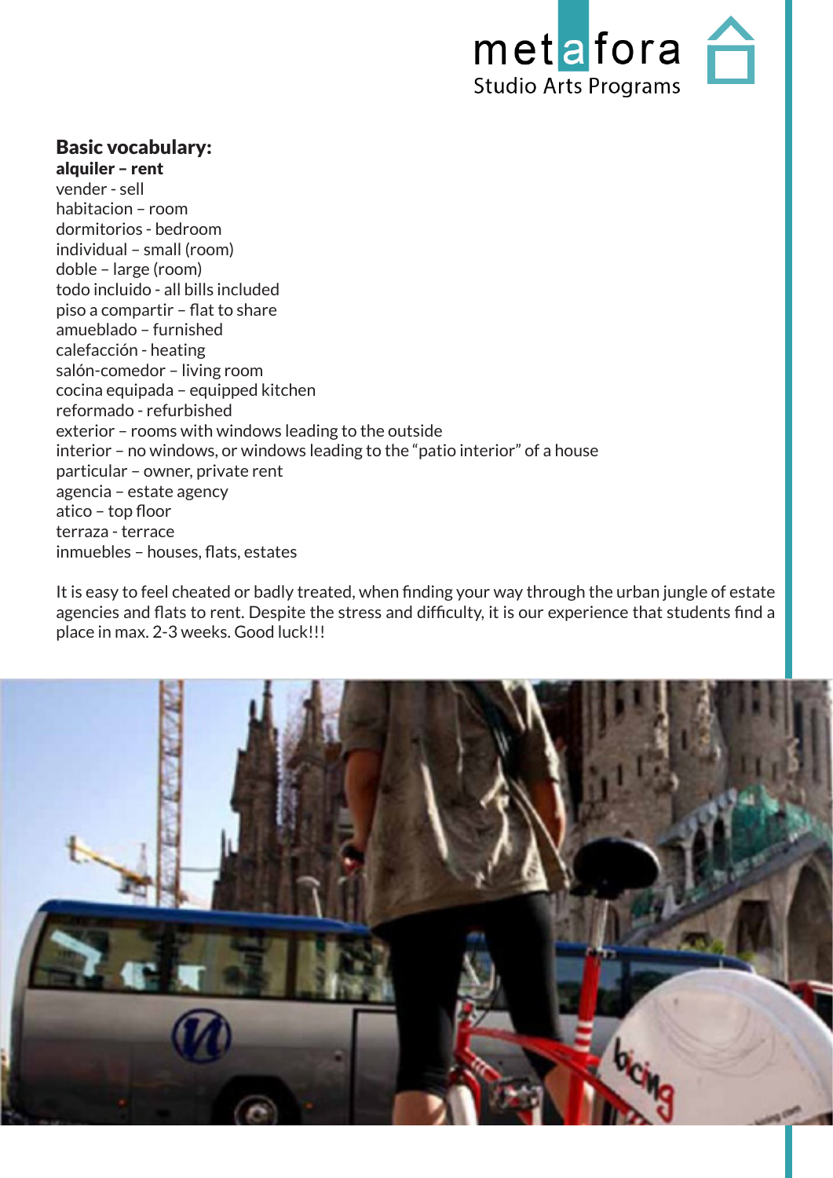## Basic vocabulary:

**alquiler – rent**
vender - sell
habitacion – room
dormitorios - bedroom
individual – small (room)
doble – large (room)
todo incluido - all bills included
piso a compartir – flat to share
amueblado – furnished
calefacción - heating
salón-comedor – living room
cocina equipada – equipped kitchen
reformado - refurbished
exterior – rooms with windows leading to the outside
interior – no windows, or windows leading to the "patio interior" of a house
particular – owner, private rent
agencia – estate agency
atico – top floor
terraza - terrace
inmuebles – houses, flats, estates

It is easy to feel cheated or badly treated, when finding your way through the urban jungle of estate agencies and flats to rent. Despite the stress and difficulty, it is our experience that students find a place in max. 2-3 weeks. Good luck!!!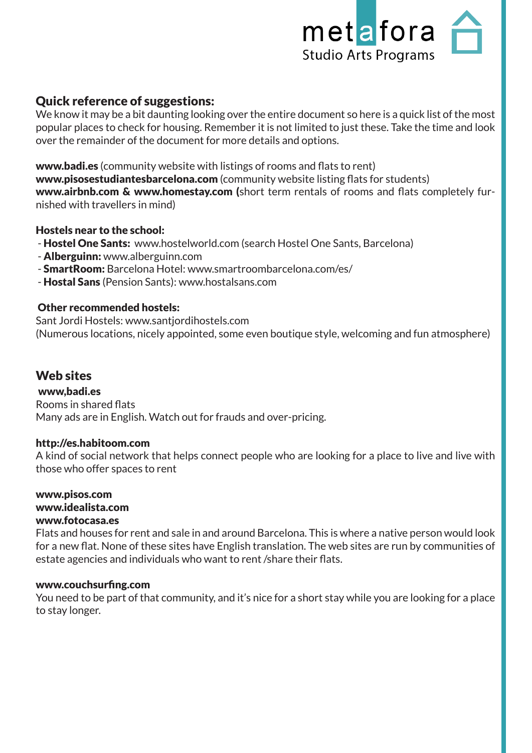## Quick reference of suggestions:

We know it may be a bit daunting looking over the entire document so here is a quick list of the most popular places to check for housing. Remember it is not limited to just these. Take the time and look over the remainder of the document for more details and options.

**www.badi.es** (community website with listings of rooms and flats to rent)
**www.pisosestudiantesbarcelona.com** (community website listing flats for students)
**www.airbnb.com & www.homestay.com (**short term rentals of rooms and flats completely furnished with travellers in mind)

**Hostels near to the school:**

- **Hostel One Sants:** www.hostelworld.com (search Hostel One Sants, Barcelona)
- **Alberguinn:** www.alberguinn.com
- **SmartRoom:** Barcelona Hotel: www.smartroombarcelona.com/es/
- **Hostal Sans** (Pension Sants): www.hostalsans.com

**Other recommended hostels:**

Sant Jordi Hostels: www.santjordihostels.com
(Numerous locations, nicely appointed, some even boutique style, welcoming and fun atmosphere)

## Web sites

**www,badi.es**
Rooms in shared flats
Many ads are in English. Watch out for frauds and over-pricing.

**http://es.habitoom.com**
A kind of social network that helps connect people who are looking for a place to live and live with those who offer spaces to rent

**www.pisos.com**
**www.idealista.com**
**www.fotocasa.es**
Flats and houses for rent and sale in and around Barcelona. This is where a native person would look for a new flat. None of these sites have English translation. The web sites are run by communities of estate agencies and individuals who want to rent /share their flats.

**www.couchsurfing.com**
You need to be part of that community, and it's nice for a short stay while you are looking for a place to stay longer.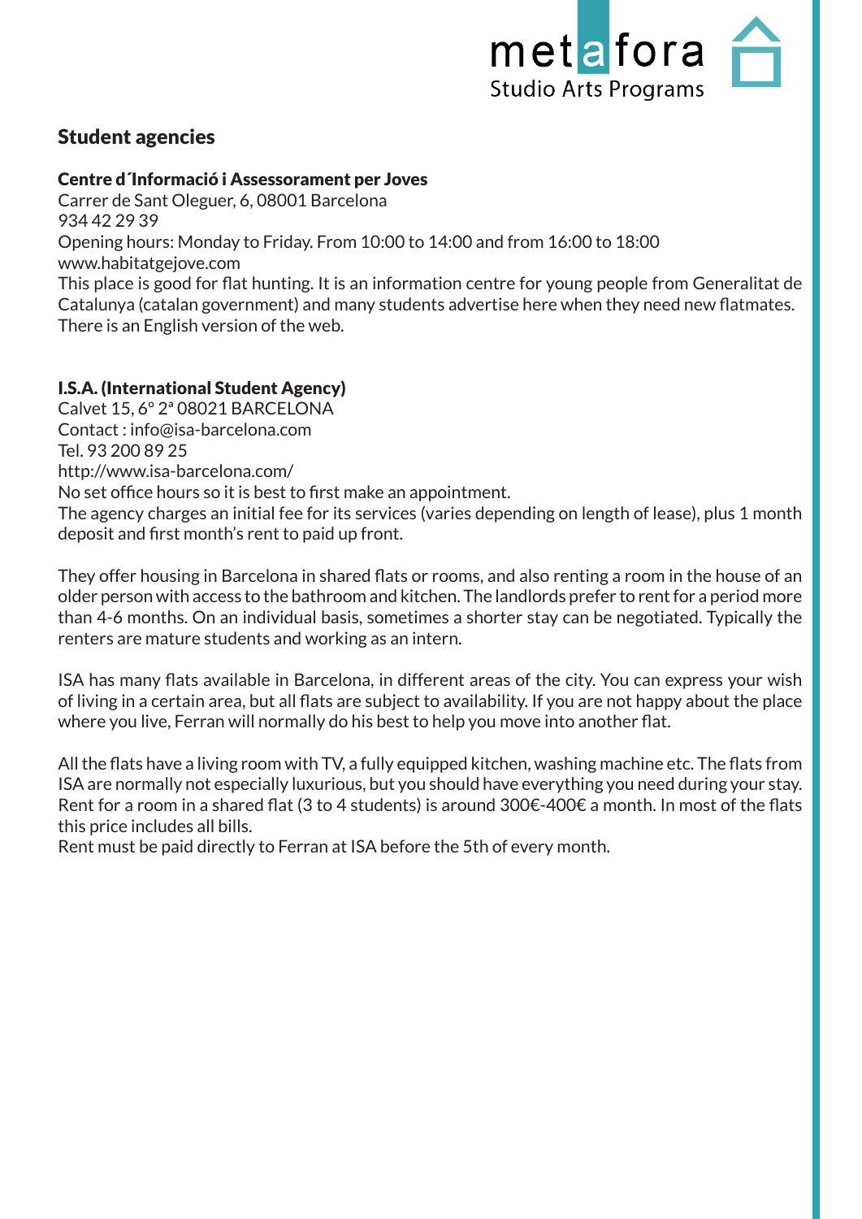## Student agencies

**Centre d´Informació i Assessorament per Joves**
Carrer de Sant Oleguer, 6, 08001 Barcelona
934 42 29 39
Opening hours: Monday to Friday. From 10:00 to 14:00 and from 16:00 to 18:00
www.habitatgejove.com
This place is good for flat hunting. It is an information centre for young people from Generalitat de Catalunya (catalan government) and many students advertise here when they need new flatmates. There is an English version of the web.

**I.S.A. (International Student Agency)**
Calvet 15, 6º 2ª 08021 BARCELONA
Contact : info@isa-barcelona.com
Tel. 93 200 89 25
http://www.isa-barcelona.com/
No set office hours so it is best to first make an appointment.
The agency charges an initial fee for its services (varies depending on length of lease), plus 1 month deposit and first month's rent to paid up front.

They offer housing in Barcelona in shared flats or rooms, and also renting a room in the house of an older person with access to the bathroom and kitchen. The landlords prefer to rent for a period more than 4-6 months. On an individual basis, sometimes a shorter stay can be negotiated. Typically the renters are mature students and working as an intern.

ISA has many flats available in Barcelona, in different areas of the city. You can express your wish of living in a certain area, but all flats are subject to availability. If you are not happy about the place where you live, Ferran will normally do his best to help you move into another flat.

All the flats have a living room with TV, a fully equipped kitchen, washing machine etc. The flats from ISA are normally not especially luxurious, but you should have everything you need during your stay. Rent for a room in a shared flat (3 to 4 students) is around 300€-400€ a month. In most of the flats this price includes all bills.
Rent must be paid directly to Ferran at ISA before the 5th of every month.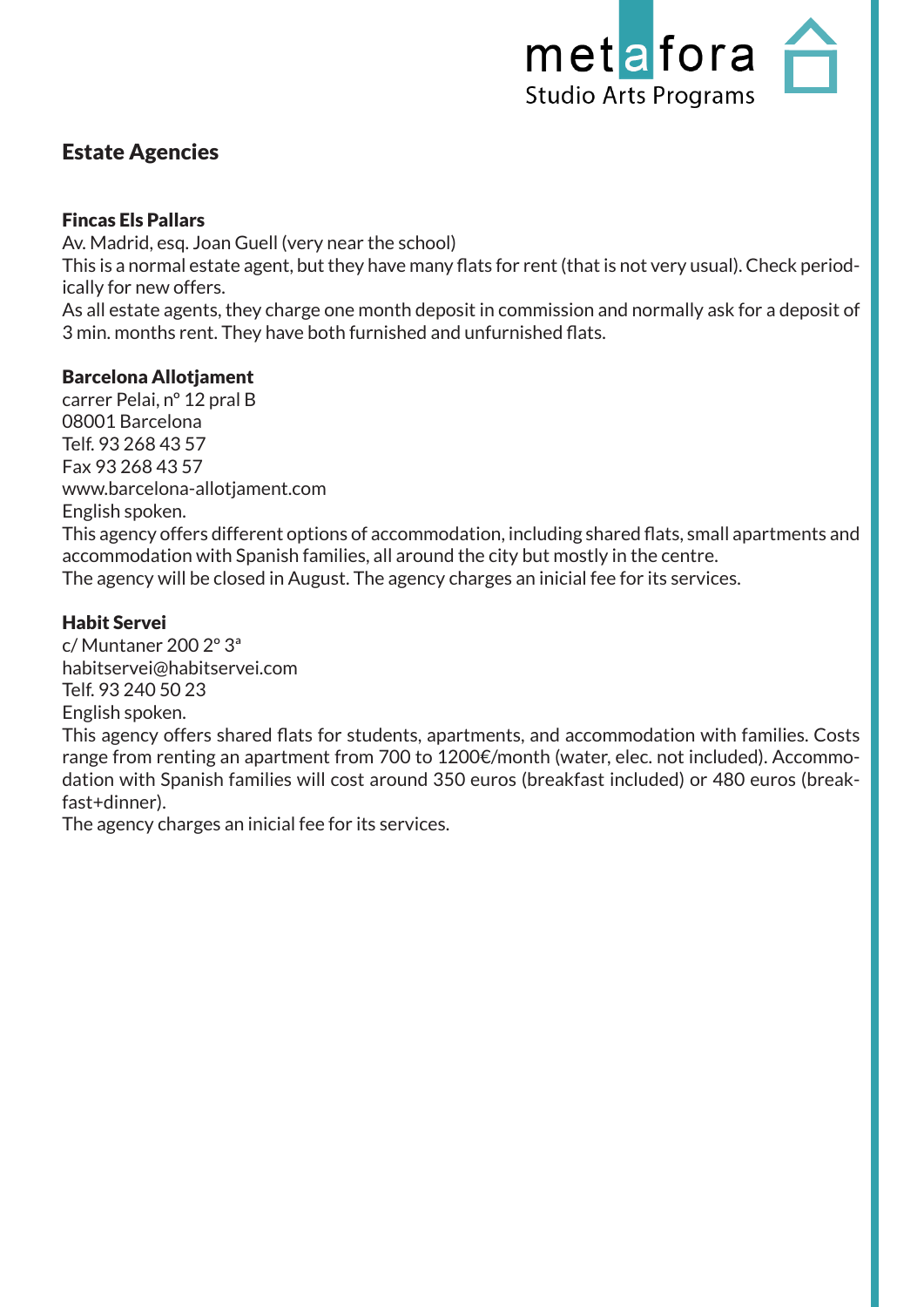## Estate Agencies

### Fincas Els Pallars

Av. Madrid, esq. Joan Guell (very near the school)
This is a normal estate agent, but they have many flats for rent (that is not very usual). Check periodically for new offers.
As all estate agents, they charge one month deposit in commission and normally ask for a deposit of 3 min. months rent. They have both furnished and unfurnished flats.

### Barcelona Allotjament

carrer Pelai, nº 12 pral B
08001 Barcelona
Telf. 93 268 43 57
Fax 93 268 43 57
www.barcelona-allotjament.com
English spoken.
This agency offers different options of accommodation, including shared flats, small apartments and accommodation with Spanish families, all around the city but mostly in the centre.
The agency will be closed in August. The agency charges an inicial fee for its services.

### Habit Servei

c/ Muntaner 200 2º 3ª
habitservei@habitservei.com
Telf. 93 240 50 23
English spoken.
This agency offers shared flats for students, apartments, and accommodation with families. Costs range from renting an apartment from 700 to 1200€/month (water, elec. not included). Accommodation with Spanish families will cost around 350 euros (breakfast included) or 480 euros (breakfast+dinner).
The agency charges an inicial fee for its services.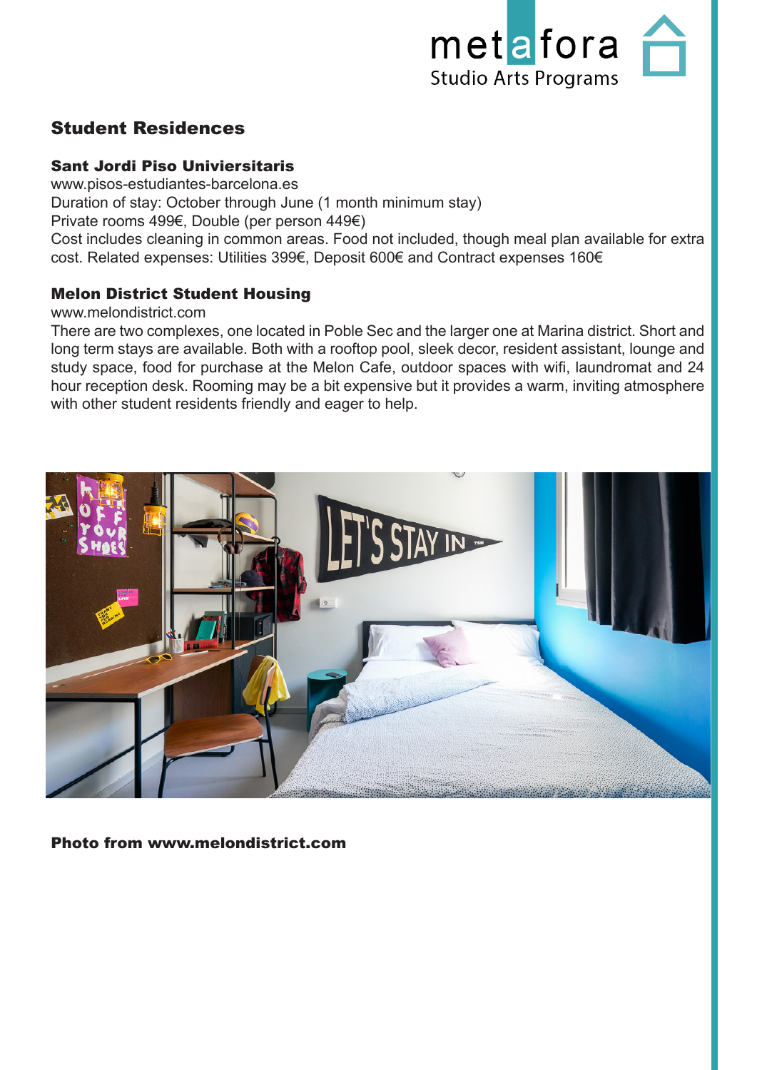## Student Residences

### Sant Jordi Piso Univiersitaris

www.pisos-estudiantes-barcelona.es
Duration of stay: October through June (1 month minimum stay)
Private rooms 499€, Double (per person 449€)
Cost includes cleaning in common areas. Food not included, though meal plan available for extra cost. Related expenses: Utilities 399€, Deposit 600€ and Contract expenses 160€

### Melon District Student Housing

www.melondistrict.com
There are two complexes, one located in Poble Sec and the larger one at Marina district. Short and long term stays are available. Both with a rooftop pool, sleek decor, resident assistant, lounge and study space, food for purchase at the Melon Cafe, outdoor spaces with wifi, laundromat and 24 hour reception desk. Rooming may be a bit expensive but it provides a warm, inviting atmosphere with other student residents friendly and eager to help.

**Photo from www.melondistrict.com**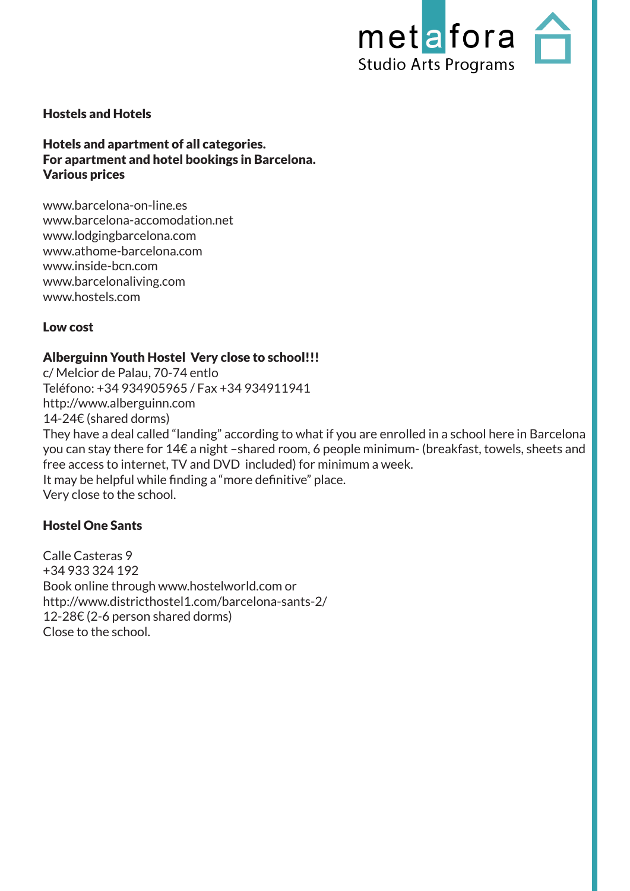## Hostels and Hotels

**Hotels and apartment of all categories.**
**For apartment and hotel bookings in Barcelona.**
**Various prices**

www.barcelona-on-line.es
www.barcelona-accomodation.net
www.lodgingbarcelona.com
www.athome-barcelona.com
www.inside-bcn.com
www.barcelonaliving.com
www.hostels.com

### Low cost

**Alberguinn Youth Hostel Very close to school!!!**
c/ Melcior de Palau, 70-74 entlo
Teléfono: +34 934905965 / Fax +34 934911941
http://www.alberguinn.com
14-24€ (shared dorms)
They have a deal called "landing" according to what if you are enrolled in a school here in Barcelona you can stay there for 14€ a night –shared room, 6 people minimum- (breakfast, towels, sheets and free access to internet, TV and DVD included) for minimum a week.
It may be helpful while finding a "more definitive" place.
Very close to the school.

**Hostel One Sants**

Calle Casteras 9
+34 933 324 192
Book online through www.hostelworld.com or
http://www.districthostel1.com/barcelona-sants-2/
12-28€ (2-6 person shared dorms)
Close to the school.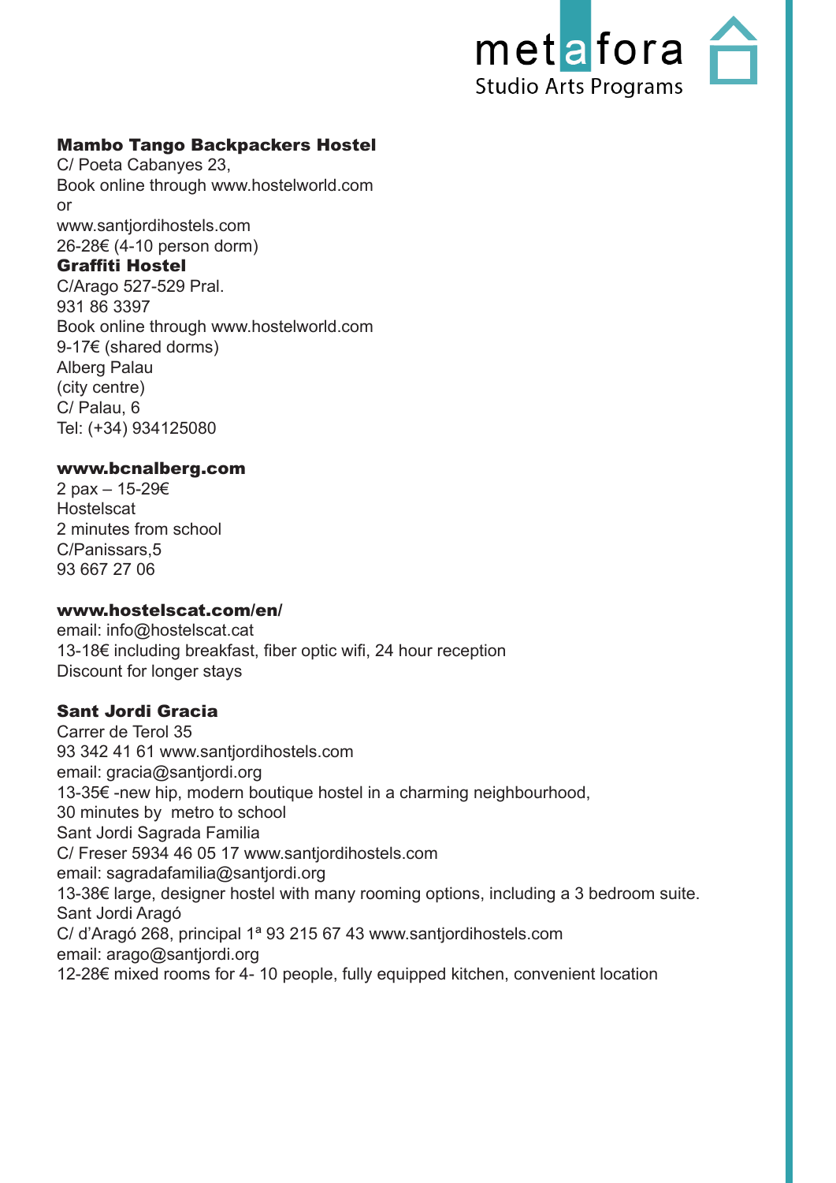**Mambo Tango Backpackers Hostel**
C/ Poeta Cabanyes 23,
Book online through www.hostelworld.com
or
www.santjordihostels.com
26-28€ (4-10 person dorm)
**Graffiti Hostel**
C/Arago 527-529 Pral.
931 86 3397
Book online through www.hostelworld.com
9-17€ (shared dorms)
Alberg Palau
(city centre)
C/ Palau, 6
Tel: (+34) 934125080

**www.bcnalberg.com**
2 pax – 15-29€
Hostelscat
2 minutes from school
C/Panissars,5
93 667 27 06

**www.hostelscat.com/en/**
email: info@hostelscat.cat
13-18€ including breakfast, fiber optic wifi, 24 hour reception
Discount for longer stays

**Sant Jordi Gracia**
Carrer de Terol 35
93 342 41 61 www.santjordihostels.com
email: gracia@santjordi.org
13-35€ -new hip, modern boutique hostel in a charming neighbourhood,
30 minutes by metro to school
Sant Jordi Sagrada Familia
C/ Freser 5934 46 05 17 www.santjordihostels.com
email: sagradafamilia@santjordi.org
13-38€ large, designer hostel with many rooming options, including a 3 bedroom suite.
Sant Jordi Aragó
C/ d'Aragó 268, principal 1ª 93 215 67 43 www.santjordihostels.com
email: arago@santjordi.org
12-28€ mixed rooms for 4- 10 people, fully equipped kitchen, convenient location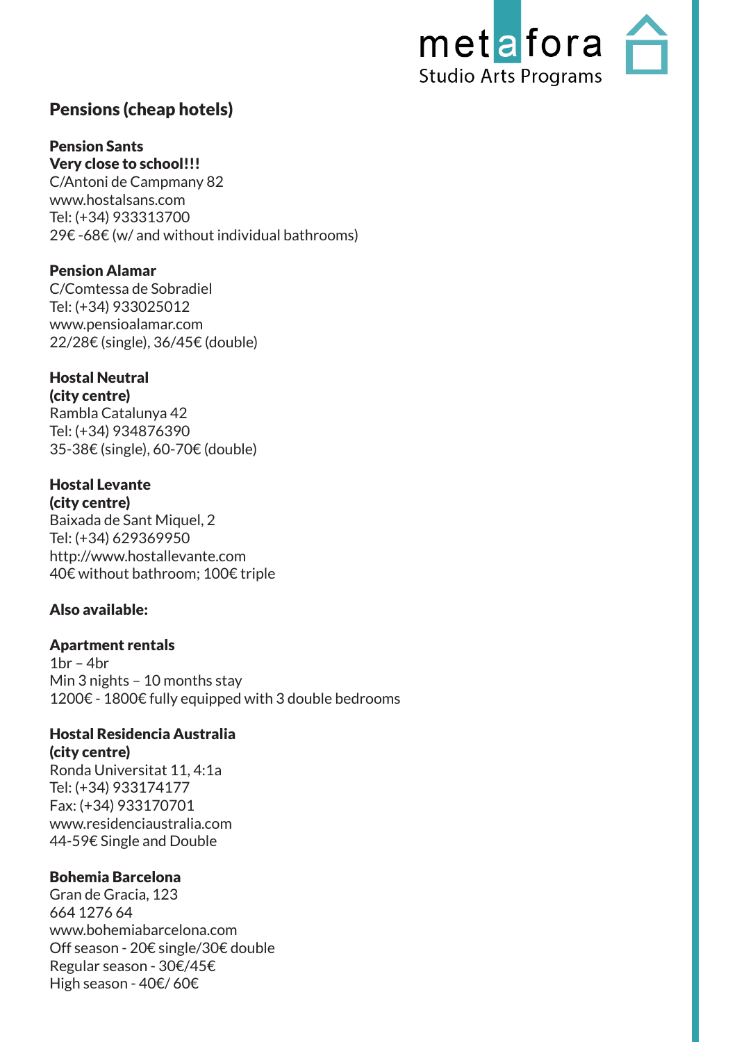## Pensions (cheap hotels)

**Pension Sants**
**Very close to school!!!**
C/Antoni de Campmany 82
www.hostalsans.com
Tel: (+34) 933313700
29€ -68€ (w/ and without individual bathrooms)

**Pension Alamar**
C/Comtessa de Sobradiel
Tel: (+34) 933025012
www.pensioalamar.com
22/28€ (single), 36/45€ (double)

**Hostal Neutral**
**(city centre)**
Rambla Catalunya 42
Tel: (+34) 934876390
35-38€ (single), 60-70€ (double)

**Hostal Levante**
**(city centre)**
Baixada de Sant Miquel, 2
Tel: (+34) 629369950
http://www.hostallevante.com
40€ without bathroom; 100€ triple

**Also available:**

**Apartment rentals**
1br – 4br
Min 3 nights – 10 months stay
1200€ - 1800€ fully equipped with 3 double bedrooms

**Hostal Residencia Australia**
**(city centre)**
Ronda Universitat 11, 4:1a
Tel: (+34) 933174177
Fax: (+34) 933170701
www.residenciaustralia.com
44-59€ Single and Double

**Bohemia Barcelona**
Gran de Gracia, 123
664 1276 64
www.bohemiabarcelona.com
Off season - 20€ single/30€ double
Regular season - 30€/45€
High season - 40€/ 60€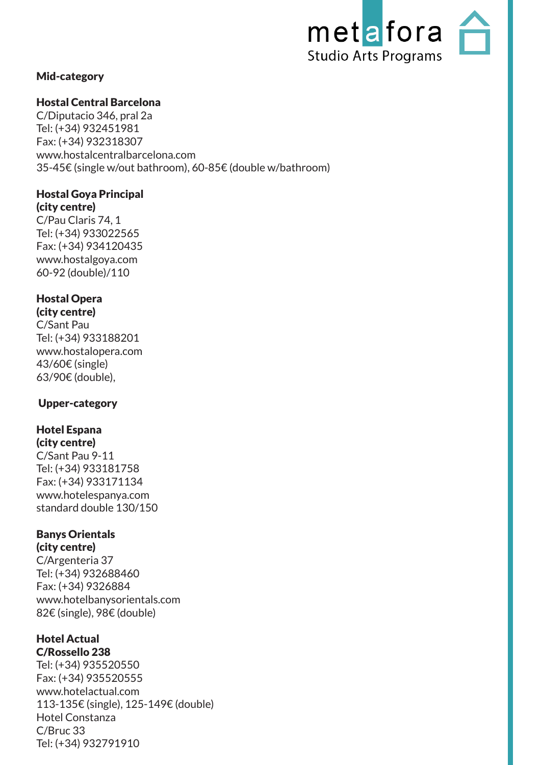**Mid-category**

**Hostal Central Barcelona**
C/Diputacio 346, pral 2a
Tel: (+34) 932451981
Fax: (+34) 932318307
www.hostalcentralbarcelona.com
35-45€ (single w/out bathroom), 60-85€ (double w/bathroom)

**Hostal Goya Principal**
**(city centre)**
C/Pau Claris 74, 1
Tel: (+34) 933022565
Fax: (+34) 934120435
www.hostalgoya.com
60-92 (double)/110

**Hostal Opera**
**(city centre)**
C/Sant Pau
Tel: (+34) 933188201
www.hostalopera.com
43/60€ (single)
63/90€ (double),

**Upper-category**

**Hotel Espana**
**(city centre)**
C/Sant Pau 9-11
Tel: (+34) 933181758
Fax: (+34) 933171134
www.hotelespanya.com
standard double 130/150

**Banys Orientals**
**(city centre)**
C/Argenteria 37
Tel: (+34) 932688460
Fax: (+34) 9326884
www.hotelbanysorientals.com
82€ (single), 98€ (double)

**Hotel Actual**
**C/Rossello 238**
Tel: (+34) 935520550
Fax: (+34) 935520555
www.hotelactual.com
113-135€ (single), 125-149€ (double)
Hotel Constanza
C/Bruc 33
Tel: (+34) 932791910